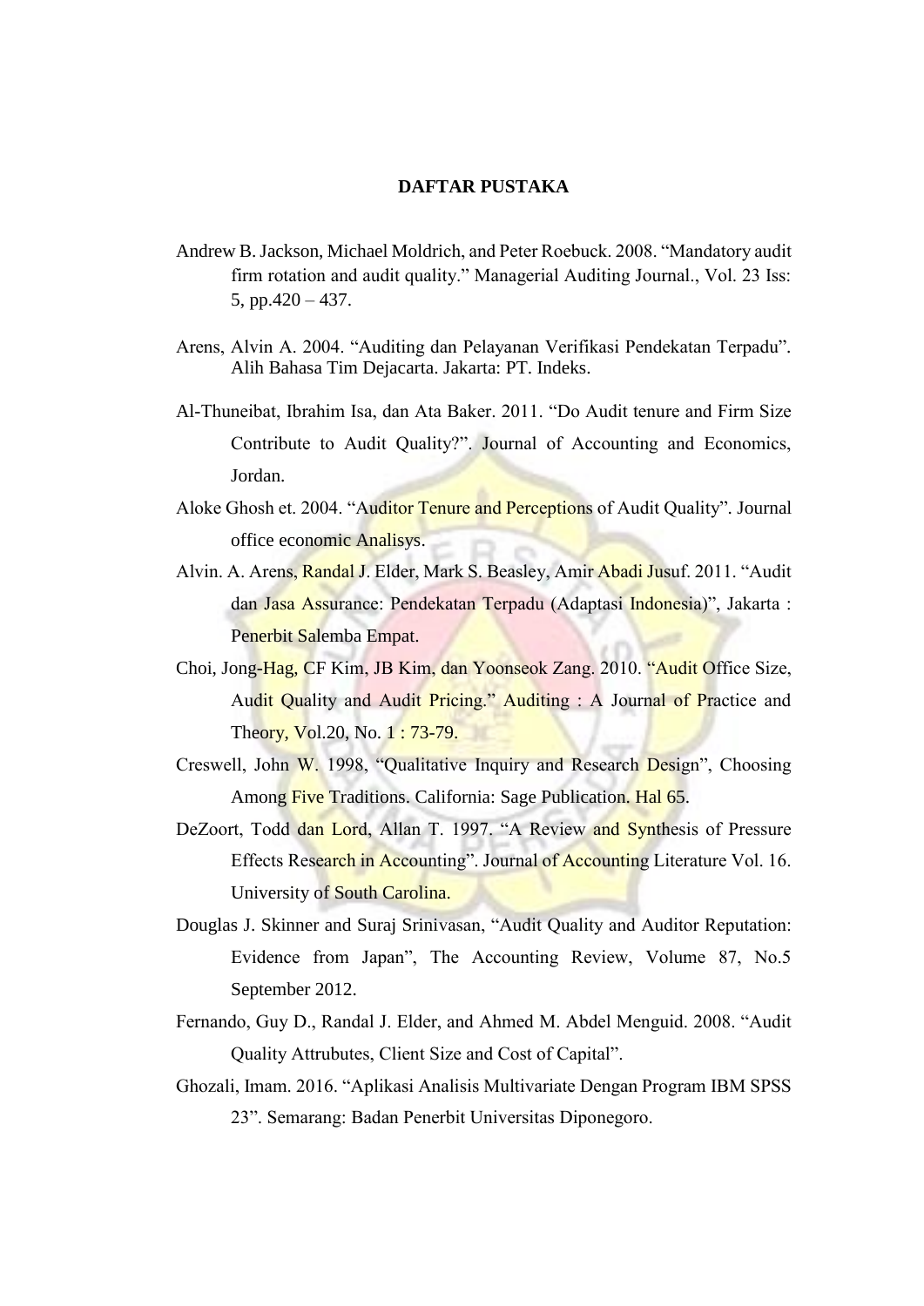# DAFTAR PUSTAKA

Andrew B. Jackson, Michael Moldrich, and Peter Roebuck. 2008. "Mandatory audit firm rotation and audit quality." Managerial Auditing Journal., Vol. 23 Iss: 5, pp.420 – 437.

Arens, Alvin A. 2004. "Auditing dan Pelayanan Verifikasi Pendekatan Terpadu". Alih Bahasa Tim Dejacarta. Jakarta: PT. Indeks.

Al-Thuneibat, Ibrahim Isa, dan Ata Baker. 2011. "Do Audit tenure and Firm Size Contribute to Audit Quality?". Journal of Accounting and Economics, Jordan.

Aloke Ghosh et. 2004. "Auditor Tenure and Perceptions of Audit Quality". Journal office economic Analisys.

Alvin. A. Arens, Randal J. Elder, Mark S. Beasley, Amir Abadi Jusuf. 2011. "Audit dan Jasa Assurance: Pendekatan Terpadu (Adaptasi Indonesia)", Jakarta : Penerbit Salemba Empat.

Choi, Jong-Hag, CF Kim, JB Kim, dan Yoonseok Zang. 2010. "Audit Office Size, Audit Quality and Audit Pricing." Auditing : A Journal of Practice and Theory, Vol.20, No. 1 : 73-79.

Creswell, John W. 1998, "Qualitative Inquiry and Research Design", Choosing Among Five Traditions. California: Sage Publication. Hal 65.

DeZoort, Todd dan Lord, Allan T. 1997. "A Review and Synthesis of Pressure Effects Research in Accounting". Journal of Accounting Literature Vol. 16. University of South Carolina.

Douglas J. Skinner and Suraj Srinivasan, "Audit Quality and Auditor Reputation: Evidence from Japan", The Accounting Review, Volume 87, No.5 September 2012.

Fernando, Guy D., Randal J. Elder, and Ahmed M. Abdel Menguid. 2008. "Audit Quality Attrubutes, Client Size and Cost of Capital".

Ghozali, Imam. 2016. "Aplikasi Analisis Multivariate Dengan Program IBM SPSS 23". Semarang: Badan Penerbit Universitas Diponegoro.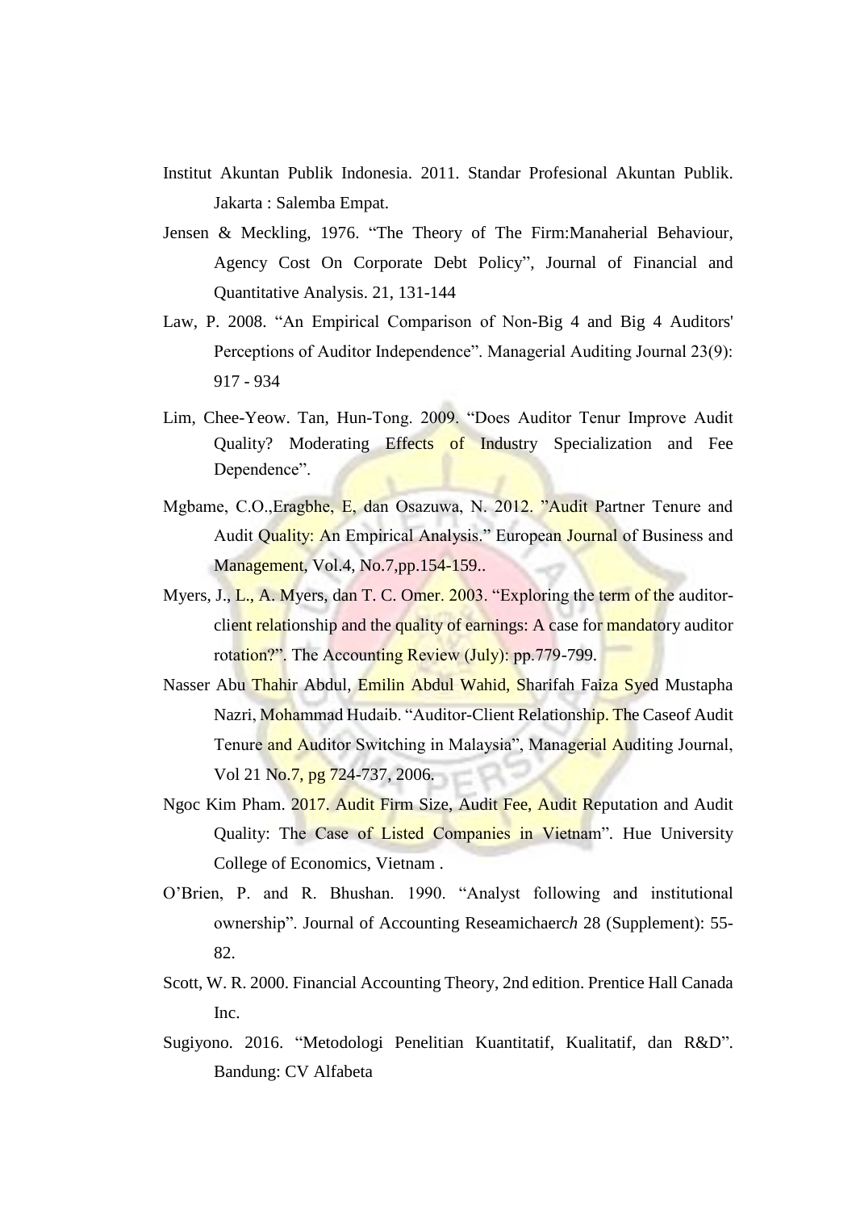Institut Akuntan Publik Indonesia. 2011. Standar Profesional Akuntan Publik. Jakarta : Salemba Empat.

Jensen & Meckling, 1976. “The Theory of The Firm:Manaherial Behaviour, Agency Cost On Corporate Debt Policy”, Journal of Financial and Quantitative Analysis. 21, 131-144

Law, P. 2008. “An Empirical Comparison of Non-Big 4 and Big 4 Auditors' Perceptions of Auditor Independence”. Managerial Auditing Journal 23(9): 917 - 934

Lim, Chee-Yeow. Tan, Hun-Tong. 2009. “Does Auditor Tenur Improve Audit Quality? Moderating Effects of Industry Specialization and Fee Dependence”.

Mgbame, C.O.,Eragbhe, E, dan Osazuwa, N. 2012. ”Audit Partner Tenure and Audit Quality: An Empirical Analysis.” European Journal of Business and Management, Vol.4, No.7,pp.154-159..

Myers, J., L., A. Myers, dan T. C. Omer. 2003. “Exploring the term of the auditor-client relationship and the quality of earnings: A case for mandatory auditor rotation?”. The Accounting Review (July): pp.779-799.

Nasser Abu Thahir Abdul, Emilin Abdul Wahid, Sharifah Faiza Syed Mustapha Nazri, Mohammad Hudaib. “Auditor-Client Relationship. The Caseof Audit Tenure and Auditor Switching in Malaysia”, Managerial Auditing Journal, Vol 21 No.7, pg 724-737, 2006.

Ngoc Kim Pham. 2017. Audit Firm Size, Audit Fee, Audit Reputation and Audit Quality: The Case of Listed Companies in Vietnam”. Hue University College of Economics, Vietnam .

O’Brien, P. and R. Bhushan. 1990. “Analyst following and institutional ownership”. Journal of Accounting Reseamichaerc*h* 28 (Supplement): 55-82.

Scott, W. R. 2000. Financial Accounting Theory, 2nd edition. Prentice Hall Canada Inc.

Sugiyono. 2016. “Metodologi Penelitian Kuantitatif, Kualitatif, dan R&D”. Bandung: CV Alfabeta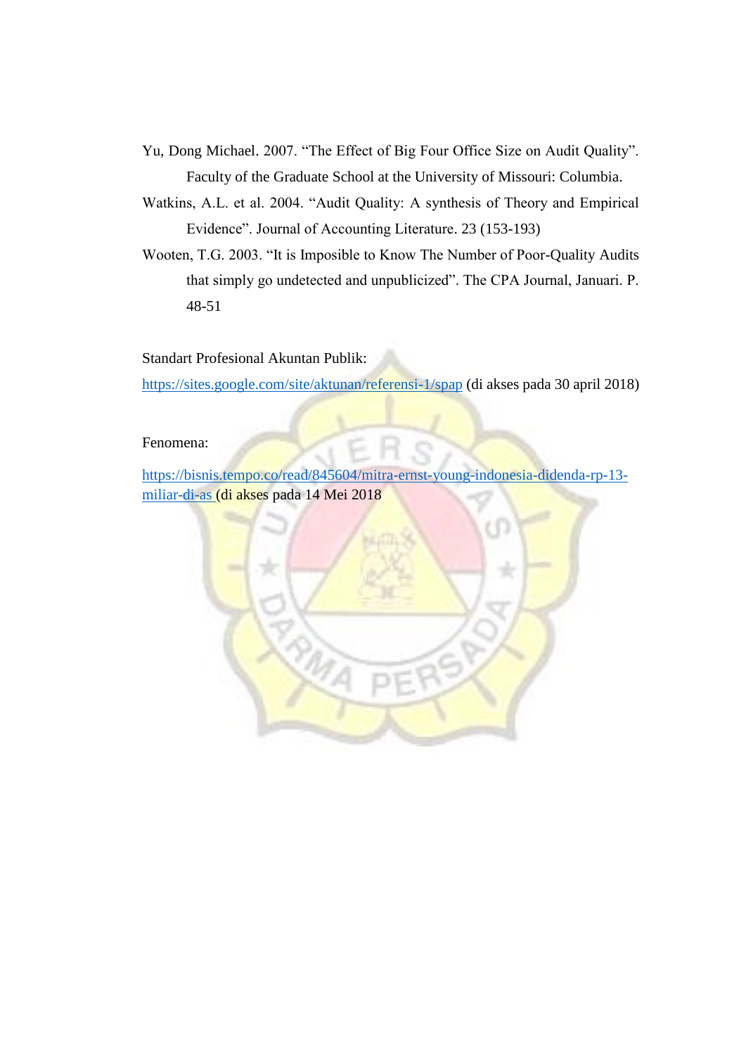Yu, Dong Michael. 2007. "The Effect of Big Four Office Size on Audit Quality". Faculty of the Graduate School at the University of Missouri: Columbia.

Watkins, A.L. et al. 2004. "Audit Quality: A synthesis of Theory and Empirical Evidence". Journal of Accounting Literature. 23 (153-193)

Wooten, T.G. 2003. "It is Imposible to Know The Number of Poor-Quality Audits that simply go undetected and unpublicized". The CPA Journal, Januari. P. 48-51

Standart Profesional Akuntan Publik:

https://sites.google.com/site/aktunan/referensi-1/spap (di akses pada 30 april 2018)

Fenomena:

https://bisnis.tempo.co/read/845604/mitra-ernst-young-indonesia-didenda-rp-13-miliar-di-as (di akses pada 14 Mei 2018